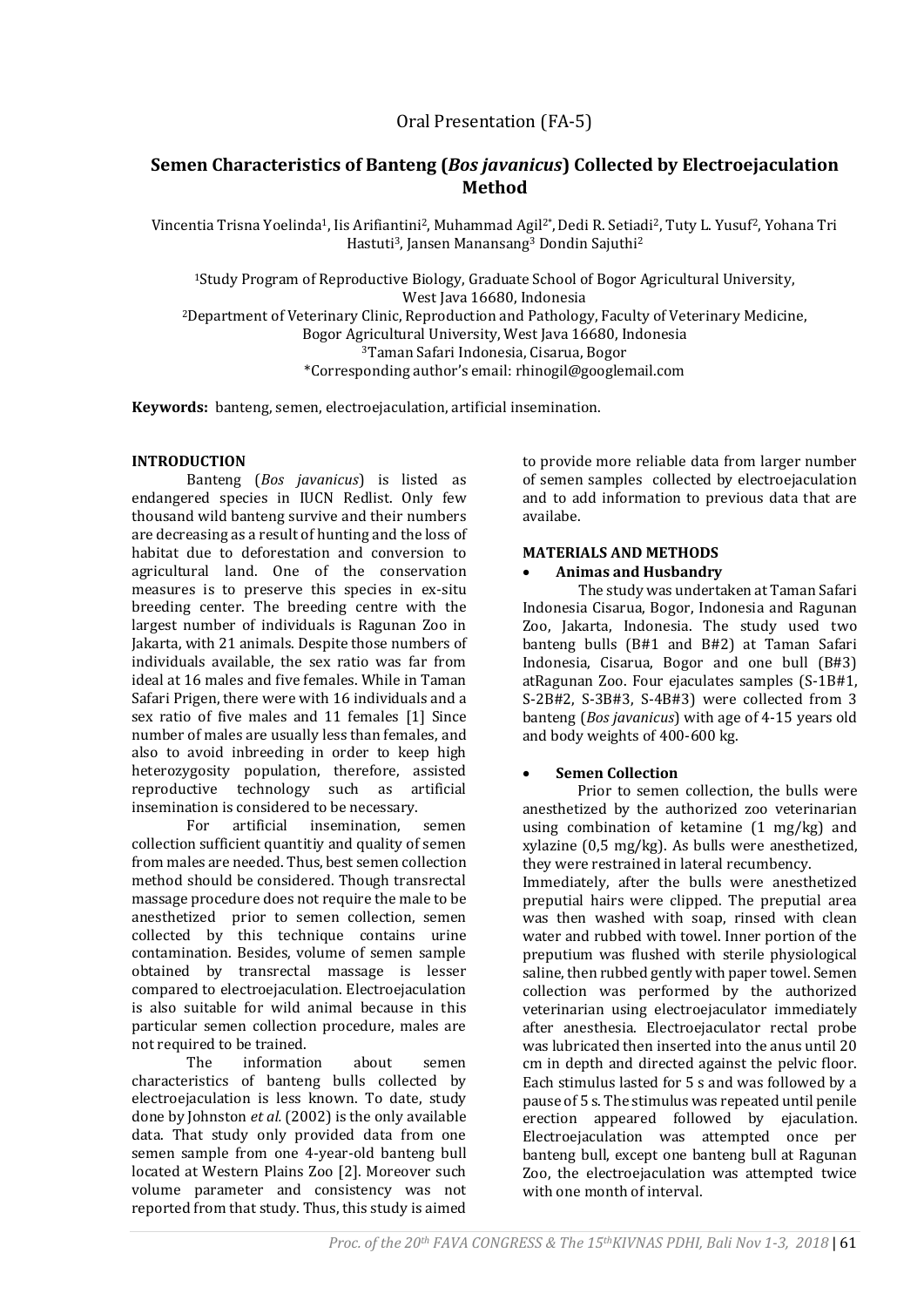Oral Presentation (FA-5)

# Semen Characteristics of Banteng (*Bos javanicus*) Collected by Electroejaculation Method

Vincentia Trisna Yoelinda[1], Iis Arifiantini[2], Muhammad Agil[2*], Dedi R. Setiadi[2], Tuty L. Yusuf[2], Yohana Tri Hastuti[3], Jansen Manansang[3] Dondin Sajuthi[2]

[1]Study Program of Reproductive Biology, Graduate School of Bogor Agricultural University, West Java 16680, Indonesia
[2]Department of Veterinary Clinic, Reproduction and Pathology, Faculty of Veterinary Medicine, Bogor Agricultural University, West Java 16680, Indonesia
[3]Taman Safari Indonesia, Cisarua, Bogor
*Corresponding author's email: rhinogil@googlemail.com

**Keywords:** banteng, semen, electroejaculation, artificial insemination.

## INTRODUCTION

Banteng (*Bos javanicus*) is listed as endangered species in IUCN Redlist. Only few thousand wild banteng survive and their numbers are decreasing as a result of hunting and the loss of habitat due to deforestation and conversion to agricultural land. One of the conservation measures is to preserve this species in ex-situ breeding center. The breeding centre with the largest number of individuals is Ragunan Zoo in Jakarta, with 21 animals. Despite those numbers of individuals available, the sex ratio was far from ideal at 16 males and five females. While in Taman Safari Prigen, there were with 16 individuals and a sex ratio of five males and 11 females [1] Since number of males are usually less than females, and also to avoid inbreeding in order to keep high heterozygosity population, therefore, assisted reproductive technology such as artificial insemination is considered to be necessary.

For artificial insemination, semen collection sufficient quantitiy and quality of semen from males are needed. Thus, best semen collection method should be considered. Though transrectal massage procedure does not require the male to be anesthetized prior to semen collection, semen collected by this technique contains urine contamination. Besides, volume of semen sample obtained by transrectal massage is lesser compared to electroejaculation. Electroejaculation is also suitable for wild animal because in this particular semen collection procedure, males are not required to be trained.

The information about semen characteristics of banteng bulls collected by electroejaculation is less known. To date, study done by Johnston *et al.* (2002) is the only available data. That study only provided data from one semen sample from one 4-year-old banteng bull located at Western Plains Zoo [2]. Moreover such volume parameter and consistency was not reported from that study. Thus, this study is aimed to provide more reliable data from larger number of semen samples collected by electroejaculation and to add information to previous data that are availabe.

## MATERIALS AND METHODS

- **Animas and Husbandry**

The study was undertaken at Taman Safari Indonesia Cisarua, Bogor, Indonesia and Ragunan Zoo, Jakarta, Indonesia. The study used two banteng bulls (B#1 and B#2) at Taman Safari Indonesia, Cisarua, Bogor and one bull (B#3) atRagunan Zoo. Four ejaculates samples (S-1B#1, S-2B#2, S-3B#3, S-4B#3) were collected from 3 banteng (*Bos javanicus*) with age of 4-15 years old and body weights of 400-600 kg.

- **Semen Collection**

Prior to semen collection, the bulls were anesthetized by the authorized zoo veterinarian using combination of ketamine (1 mg/kg) and xylazine (0,5 mg/kg). As bulls were anesthetized, they were restrained in lateral recumbency.

Immediately, after the bulls were anesthetized preputial hairs were clipped. The preputial area was then washed with soap, rinsed with clean water and rubbed with towel. Inner portion of the preputium was flushed with sterile physiological saline, then rubbed gently with paper towel. Semen collection was performed by the authorized veterinarian using electroejaculator immediately after anesthesia. Electroejaculator rectal probe was lubricated then inserted into the anus until 20 cm in depth and directed against the pelvic floor. Each stimulus lasted for 5 s and was followed by a pause of 5 s. The stimulus was repeated until penile erection appeared followed by ejaculation. Electroejaculation was attempted once per banteng bull, except one banteng bull at Ragunan Zoo, the electroejaculation was attempted twice with one month of interval.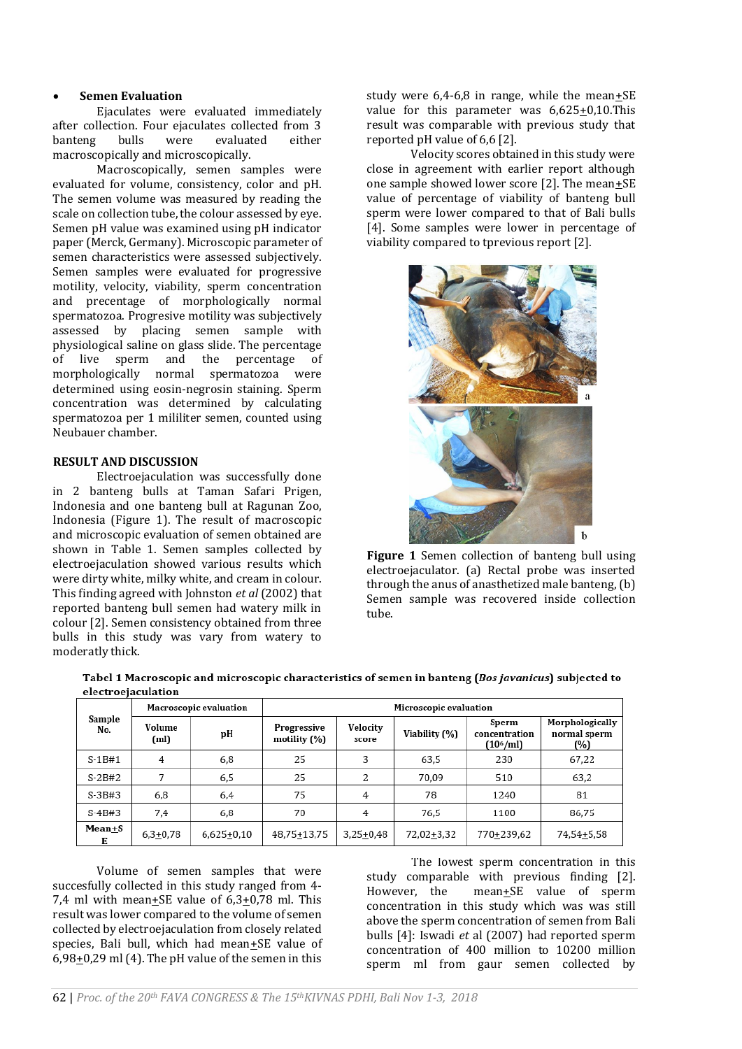- **Semen Evaluation**

Ejaculates were evaluated immediately after collection. Four ejaculates collected from 3 banteng bulls were evaluated either macroscopically and microscopically.

Macroscopically, semen samples were evaluated for volume, consistency, color and pH. The semen volume was measured by reading the scale on collection tube, the colour assessed by eye. Semen pH value was examined using pH indicator paper (Merck, Germany). Microscopic parameter of semen characteristics were assessed subjectively. Semen samples were evaluated for progressive motility, velocity, viability, sperm concentration and precentage of morphologically normal spermatozoa. Progresive motility was subjectively assessed by placing semen sample with physiological saline on glass slide. The percentage of live sperm and the percentage of morphologically normal spermatozoa were determined using eosin-negrosin staining. Sperm concentration was determined by calculating spermatozoa per 1 mililiter semen, counted using Neubauer chamber.

## RESULT AND DISCUSSION

Electroejaculation was successfully done in 2 banteng bulls at Taman Safari Prigen, Indonesia and one banteng bull at Ragunan Zoo, Indonesia (Figure 1). The result of macroscopic and microscopic evaluation of semen obtained are shown in Table 1. Semen samples collected by electroejaculation showed various results which were dirty white, milky white, and cream in colour. This finding agreed with Johnston *et al* (2002) that reported banteng bull semen had watery milk in colour [2]. Semen consistency obtained from three bulls in this study was vary from watery to moderatly thick.

Volume of semen samples that were succesfully collected in this study ranged from 4-7,4 ml with mean±SE value of 6,3±0,78 ml. This result was lower compared to the volume of semen collected by electroejaculation from closely related species, Bali bull, which had mean±SE value of 6,98±0,29 ml (4). The pH value of the semen in this study were 6,4-6,8 in range, while the mean±SE value for this parameter was 6,625±0,10.This result was comparable with previous study that reported pH value of 6,6 [2].

Velocity scores obtained in this study were close in agreement with earlier report although one sample showed lower score [2]. The mean±SE value of percentage of viability of banteng bull sperm were lower compared to that of Bali bulls [4]. Some samples were lower in percentage of viability compared to tprevious report [2].

**Figure 1** Semen collection of banteng bull using electroejaculator. (a) Rectal probe was inserted through the anus of anasthetized male banteng, (b) Semen sample was recovered inside collection tube.

**Tabel 1 Macroscopic and microscopic characteristics of semen in banteng (*Bos javanicus*) subjected to electroejaculation**

| Sample No. | Macroscopic evaluation | | Microscopic evaluation | | | | |
|---|---|---|---|---|---|---|---|
| | Volume (ml) | pH | Progressive motility (%) | Velocity score | Viability (%) | Sperm concentration ($10^6$/ml) | Morphologically normal sperm (%) |
| S-1B#1 | 4 | 6,8 | 25 | 3 | 63,5 | 230 | 67,22 |
| S-2B#2 | 7 | 6,5 | 25 | 2 | 70,09 | 510 | 63,2 |
| S-3B#3 | 6,8 | 6,4 | 75 | 4 | 78 | 1240 | 81 |
| S-4B#3 | 7,4 | 6,8 | 70 | 4 | 76,5 | 1100 | 86,75 |
| Mean±SE | 6,3±0,78 | 6,625±0,10 | 48,75±13,75 | 3,25±0,48 | 72,02±3,32 | 770±239,62 | 74,54±5,58 |

The lowest sperm concentration in this study comparable with previous finding [2]. However, the mean±SE value of sperm concentration in this study which was still above the sperm concentration of semen from Bali bulls [4]: Iswadi *et* al (2007) had reported sperm concentration of 400 million to 10200 million sperm ml from gaur semen collected by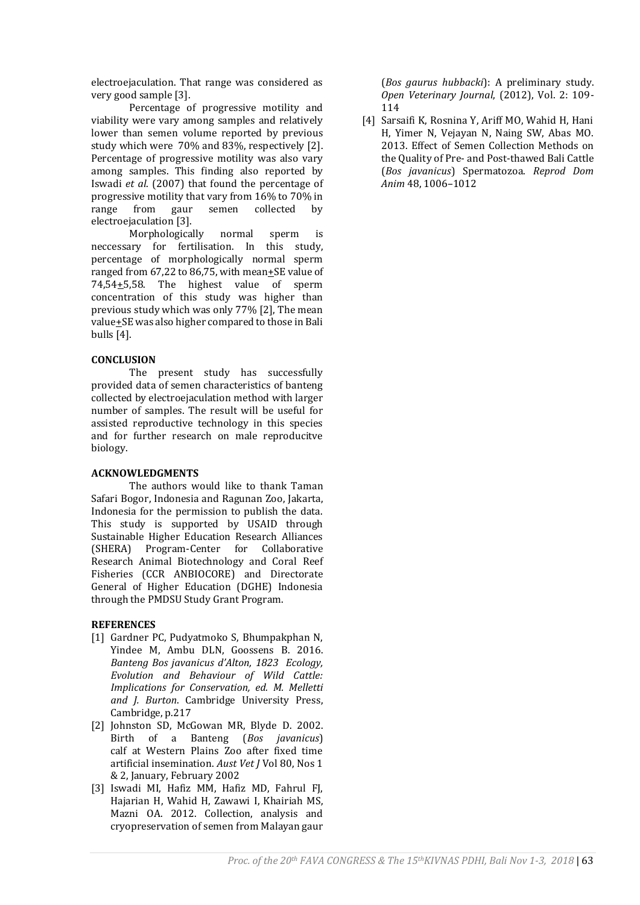electroejaculation. That range was considered as very good sample [3].

Percentage of progressive motility and viability were vary among samples and relatively lower than semen volume reported by previous study which were 70% and 83%, respectively [2]. Percentage of progressive motility was also vary among samples. This finding also reported by Iswadi *et al*. (2007) that found the percentage of progressive motility that vary from 16% to 70% in range from gaur semen collected by electroejaculation [3].

Morphologically normal sperm is neccessary for fertilisation. In this study, percentage of morphologically normal sperm ranged from 67,22 to 86,75, with mean±SE value of 74,54±5,58. The highest value of sperm concentration of this study was higher than previous study which was only 77% [2], The mean value±SE was also higher compared to those in Bali bulls [4].

## CONCLUSION

The present study has successfully provided data of semen characteristics of banteng collected by electroejaculation method with larger number of samples. The result will be useful for assisted reproductive technology in this species and for further research on male reproducitve biology.

## ACKNOWLEDGMENTS

The authors would like to thank Taman Safari Bogor, Indonesia and Ragunan Zoo, Jakarta, Indonesia for the permission to publish the data. This study is supported by USAID through Sustainable Higher Education Research Alliances (SHERA) Program-Center for Collaborative Research Animal Biotechnology and Coral Reef Fisheries (CCR ANBIOCORE) and Directorate General of Higher Education (DGHE) Indonesia through the PMDSU Study Grant Program.

## REFERENCES

[1] Gardner PC, Pudyatmoko S, Bhumpakphan N, Yindee M, Ambu DLN, Goossens B. 2016. *Banteng Bos javanicus d'Alton, 1823 Ecology, Evolution and Behaviour of Wild Cattle: Implications for Conservation, ed. M. Melletti and J. Burton*. Cambridge University Press, Cambridge, p.217

[2] Johnston SD, McGowan MR, Blyde D. 2002. Birth of a Banteng (*Bos javanicus*) calf at Western Plains Zoo after fixed time artificial insemination. *Aust Vet J* Vol 80, Nos 1 & 2, January, February 2002

[3] Iswadi MI, Hafiz MM, Hafiz MD, Fahrul FJ, Hajarian H, Wahid H, Zawawi I, Khairiah MS, Mazni OA. 2012. Collection, analysis and cryopreservation of semen from Malayan gaur (*Bos gaurus hubbacki*): A preliminary study. *Open Veterinary Journal*, (2012), Vol. 2: 109-114

[4] Sarsaifi K, Rosnina Y, Ariff MO, Wahid H, Hani H, Yimer N, Vejayan N, Naing SW, Abas MO. 2013. Effect of Semen Collection Methods on the Quality of Pre- and Post-thawed Bali Cattle (*Bos javanicus*) Spermatozoa. *Reprod Dom Anim* 48, 1006–1012